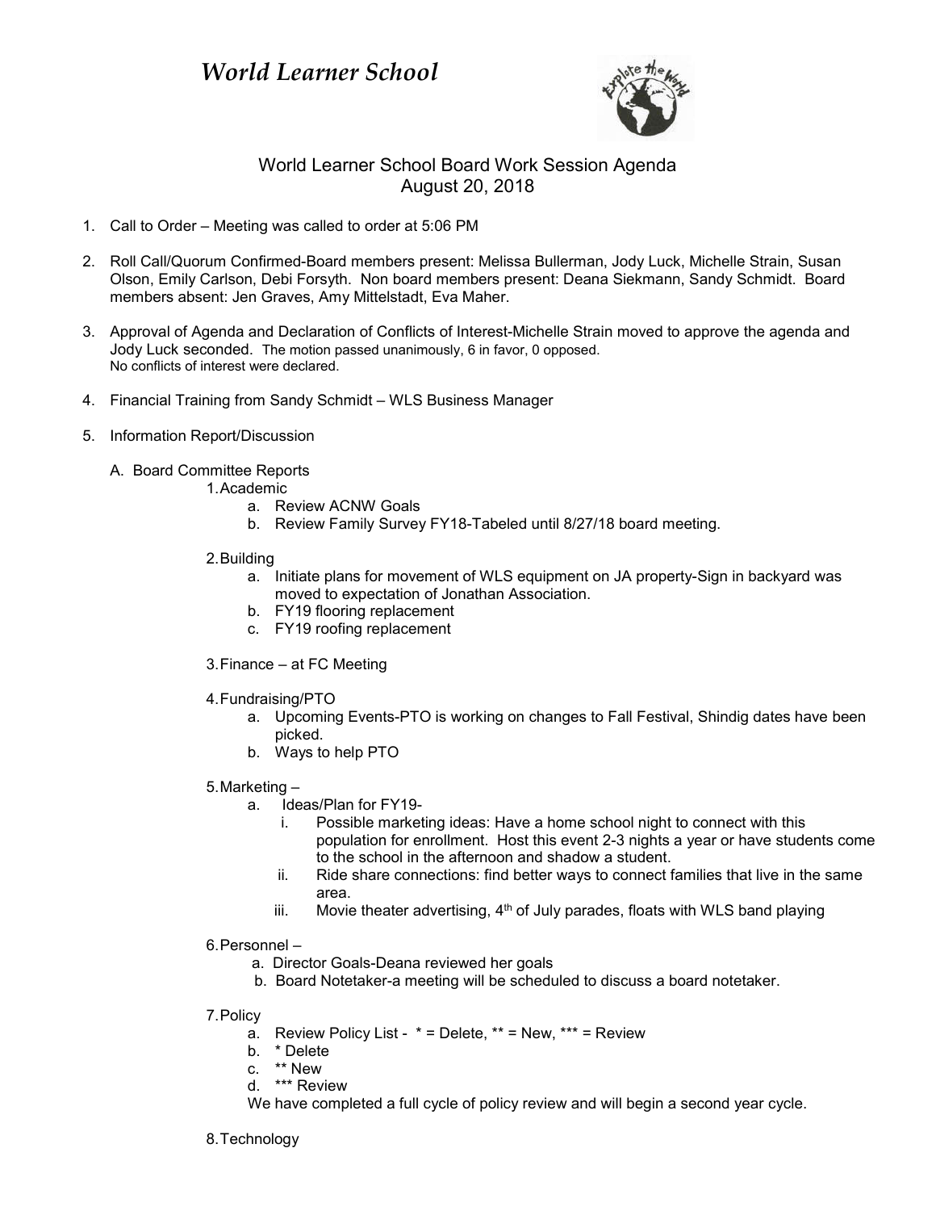# *World Learner School*

World Learner School Board Work Session Agenda
August 20, 2018

1. Call to Order – Meeting was called to order at 5:06 PM

2. Roll Call/Quorum Confirmed-Board members present: Melissa Bullerman, Jody Luck, Michelle Strain, Susan Olson, Emily Carlson, Debi Forsyth. Non board members present: Deana Siekmann, Sandy Schmidt. Board members absent: Jen Graves, Amy Mittelstadt, Eva Maher.

3. Approval of Agenda and Declaration of Conflicts of Interest-Michelle Strain moved to approve the agenda and Jody Luck seconded. The motion passed unanimously, 6 in favor, 0 opposed.
   No conflicts of interest were declared.

4. Financial Training from Sandy Schmidt – WLS Business Manager

5. Information Report/Discussion

   A. Board Committee Reports

      1. Academic
         a. Review ACNW Goals
         b. Review Family Survey FY18-Tabeled until 8/27/18 board meeting.

      2. Building
         a. Initiate plans for movement of WLS equipment on JA property-Sign in backyard was moved to expectation of Jonathan Association.
         b. FY19 flooring replacement
         c. FY19 roofing replacement

      3. Finance – at FC Meeting

      4. Fundraising/PTO
         a. Upcoming Events-PTO is working on changes to Fall Festival, Shindig dates have been picked.
         b. Ways to help PTO

      5. Marketing –
         a. Ideas/Plan for FY19-
            i. Possible marketing ideas: Have a home school night to connect with this population for enrollment. Host this event 2-3 nights a year or have students come to the school in the afternoon and shadow a student.
            ii. Ride share connections: find better ways to connect families that live in the same area.
            iii. Movie theater advertising, 4th of July parades, floats with WLS band playing

      6. Personnel –
         a. Director Goals-Deana reviewed her goals
         b. Board Notetaker-a meeting will be scheduled to discuss a board notetaker.

      7. Policy
         a. Review Policy List - * = Delete, ** = New, *** = Review
         b. * Delete
         c. ** New
         d. *** Review

         We have completed a full cycle of policy review and will begin a second year cycle.

      8. Technology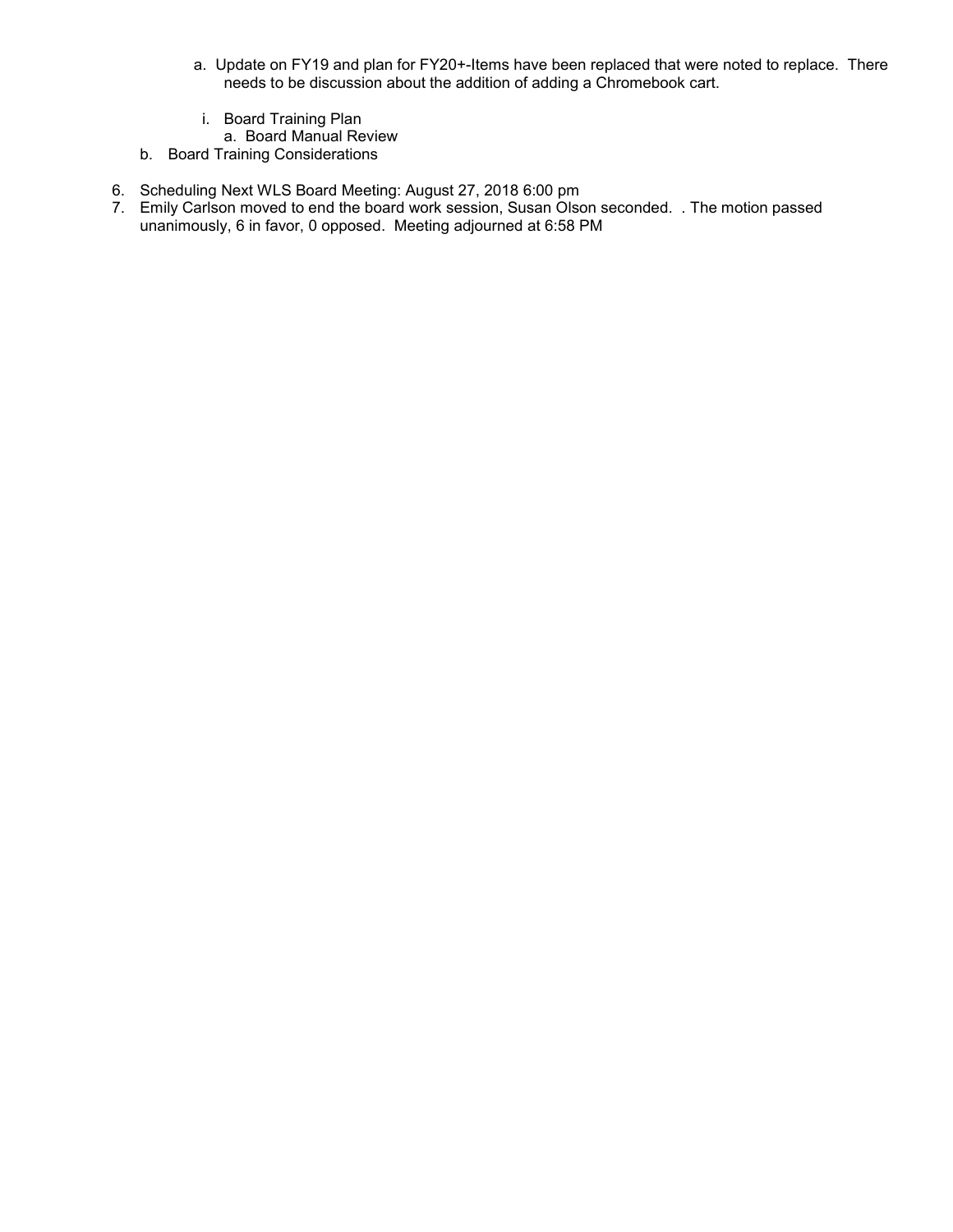a. Update on FY19 and plan for FY20+-Items have been replaced that were noted to replace. There needs to be discussion about the addition of adding a Chromebook cart.

i. Board Training Plan
   a. Board Manual Review

b. Board Training Considerations

6. Scheduling Next WLS Board Meeting: August 27, 2018 6:00 pm
7. Emily Carlson moved to end the board work session, Susan Olson seconded. . The motion passed unanimously, 6 in favor, 0 opposed. Meeting adjourned at 6:58 PM